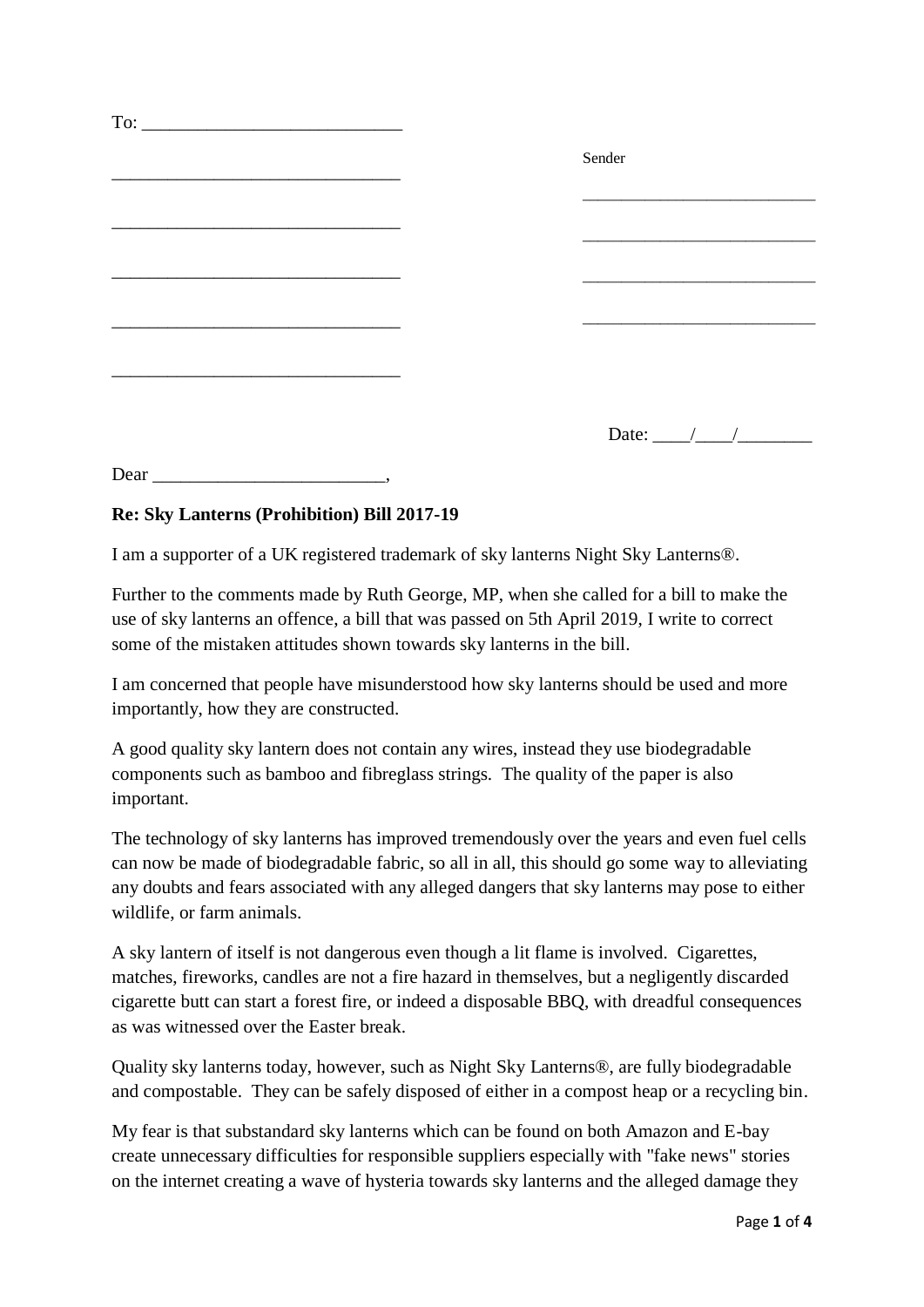To: ___________________________

_______________________________

_______________________________

_______________________________

_______________________________

_______________________________

Sender

__________________________

__________________________

__________________________

__________________________

Date: ____/____/________

Dear _________________________,

**Re: Sky Lanterns (Prohibition) Bill 2017-19**

I am a supporter of a UK registered trademark of sky lanterns Night Sky Lanterns®.

Further to the comments made by Ruth George, MP, when she called for a bill to make the use of sky lanterns an offence, a bill that was passed on 5th April 2019, I write to correct some of the mistaken attitudes shown towards sky lanterns in the bill.

I am concerned that people have misunderstood how sky lanterns should be used and more importantly, how they are constructed.

A good quality sky lantern does not contain any wires, instead they use biodegradable components such as bamboo and fibreglass strings. The quality of the paper is also important.

The technology of sky lanterns has improved tremendously over the years and even fuel cells can now be made of biodegradable fabric, so all in all, this should go some way to alleviating any doubts and fears associated with any alleged dangers that sky lanterns may pose to either wildlife, or farm animals.

A sky lantern of itself is not dangerous even though a lit flame is involved. Cigarettes, matches, fireworks, candles are not a fire hazard in themselves, but a negligently discarded cigarette butt can start a forest fire, or indeed a disposable BBQ, with dreadful consequences as was witnessed over the Easter break.

Quality sky lanterns today, however, such as Night Sky Lanterns®, are fully biodegradable and compostable. They can be safely disposed of either in a compost heap or a recycling bin.

My fear is that substandard sky lanterns which can be found on both Amazon and E-bay create unnecessary difficulties for responsible suppliers especially with "fake news" stories on the internet creating a wave of hysteria towards sky lanterns and the alleged damage they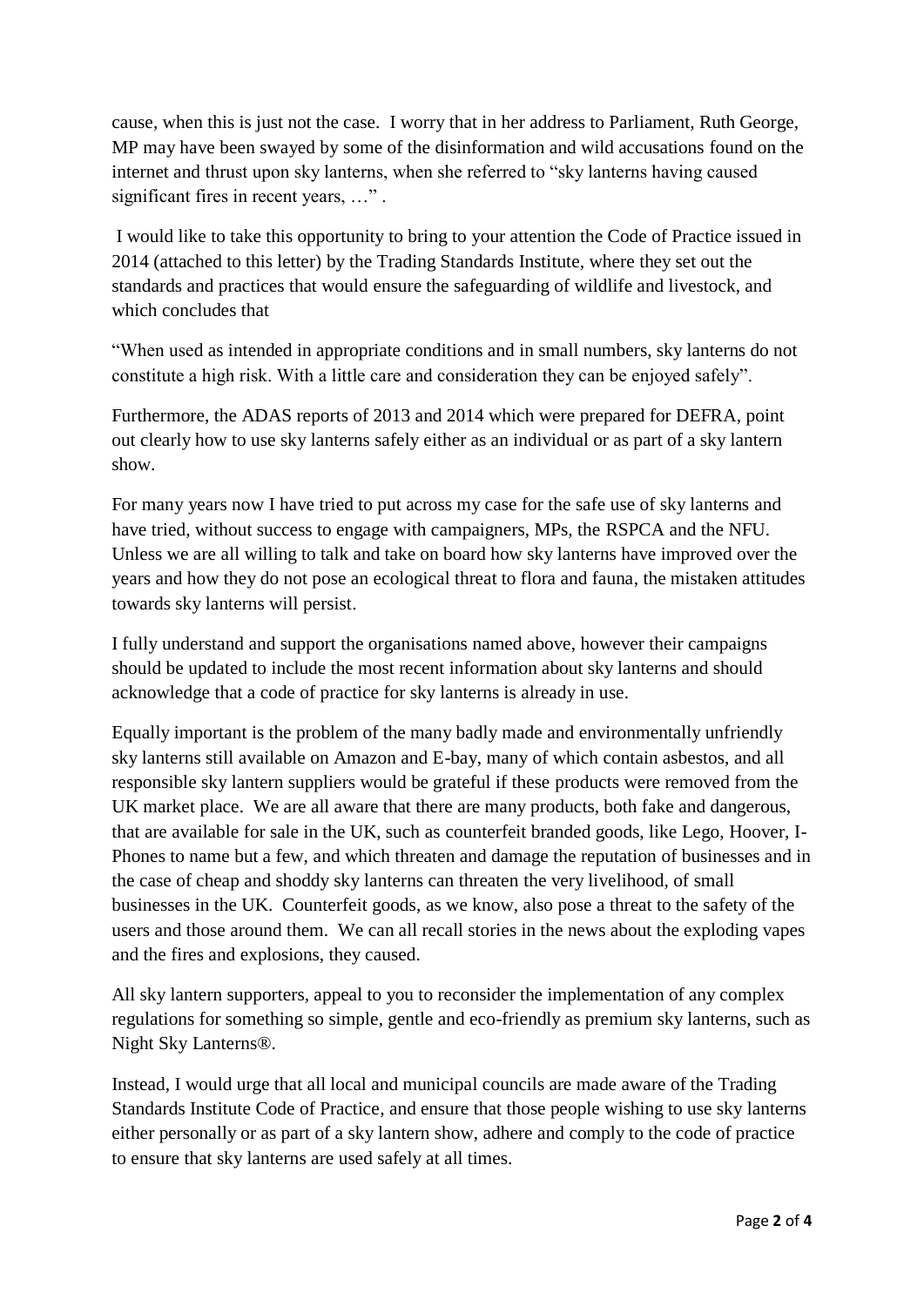cause, when this is just not the case. I worry that in her address to Parliament, Ruth George, MP may have been swayed by some of the disinformation and wild accusations found on the internet and thrust upon sky lanterns, when she referred to "sky lanterns having caused significant fires in recent years, …" .

I would like to take this opportunity to bring to your attention the Code of Practice issued in 2014 (attached to this letter) by the Trading Standards Institute, where they set out the standards and practices that would ensure the safeguarding of wildlife and livestock, and which concludes that

"When used as intended in appropriate conditions and in small numbers, sky lanterns do not constitute a high risk. With a little care and consideration they can be enjoyed safely".

Furthermore, the ADAS reports of 2013 and 2014 which were prepared for DEFRA, point out clearly how to use sky lanterns safely either as an individual or as part of a sky lantern show.

For many years now I have tried to put across my case for the safe use of sky lanterns and have tried, without success to engage with campaigners, MPs, the RSPCA and the NFU. Unless we are all willing to talk and take on board how sky lanterns have improved over the years and how they do not pose an ecological threat to flora and fauna, the mistaken attitudes towards sky lanterns will persist.

I fully understand and support the organisations named above, however their campaigns should be updated to include the most recent information about sky lanterns and should acknowledge that a code of practice for sky lanterns is already in use.

Equally important is the problem of the many badly made and environmentally unfriendly sky lanterns still available on Amazon and E-bay, many of which contain asbestos, and all responsible sky lantern suppliers would be grateful if these products were removed from the UK market place. We are all aware that there are many products, both fake and dangerous, that are available for sale in the UK, such as counterfeit branded goods, like Lego, Hoover, I-Phones to name but a few, and which threaten and damage the reputation of businesses and in the case of cheap and shoddy sky lanterns can threaten the very livelihood, of small businesses in the UK. Counterfeit goods, as we know, also pose a threat to the safety of the users and those around them. We can all recall stories in the news about the exploding vapes and the fires and explosions, they caused.

All sky lantern supporters, appeal to you to reconsider the implementation of any complex regulations for something so simple, gentle and eco-friendly as premium sky lanterns, such as Night Sky Lanterns®.

Instead, I would urge that all local and municipal councils are made aware of the Trading Standards Institute Code of Practice, and ensure that those people wishing to use sky lanterns either personally or as part of a sky lantern show, adhere and comply to the code of practice to ensure that sky lanterns are used safely at all times.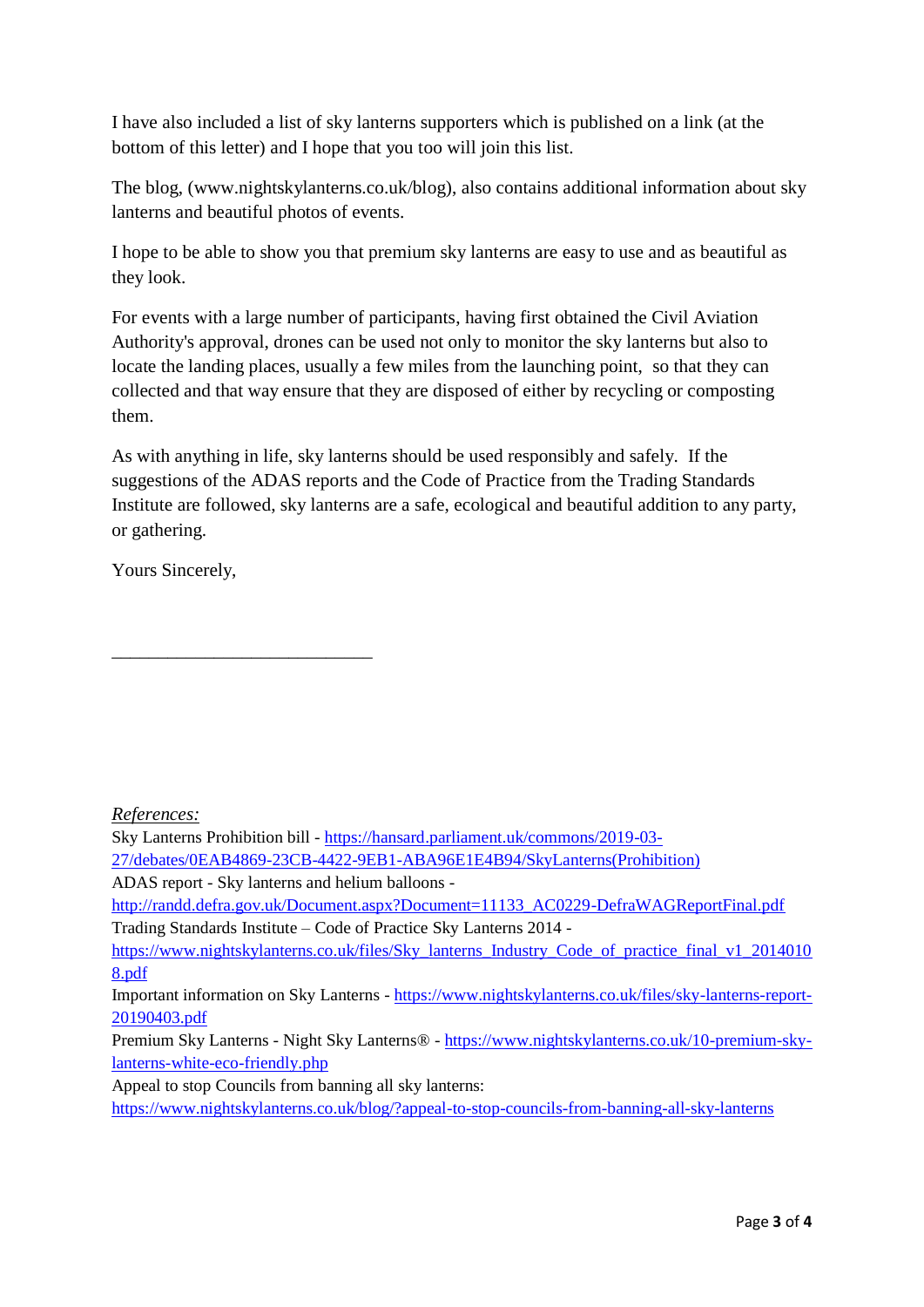I have also included a list of sky lanterns supporters which is published on a link (at the bottom of this letter) and I hope that you too will join this list.

The blog, (www.nightskylanterns.co.uk/blog), also contains additional information about sky lanterns and beautiful photos of events.

I hope to be able to show you that premium sky lanterns are easy to use and as beautiful as they look.

For events with a large number of participants, having first obtained the Civil Aviation Authority's approval, drones can be used not only to monitor the sky lanterns but also to locate the landing places, usually a few miles from the launching point, so that they can collected and that way ensure that they are disposed of either by recycling or composting them.

As with anything in life, sky lanterns should be used responsibly and safely. If the suggestions of the ADAS reports and the Code of Practice from the Trading Standards Institute are followed, sky lanterns are a safe, ecological and beautiful addition to any party, or gathering.

Yours Sincerely,

_____________________________

*References:*

Sky Lanterns Prohibition bill - [https://hansard.parliament.uk/commons/2019-03-27/debates/0EAB4869-23CB-4422-9EB1-ABA96E1E4B94/SkyLanterns(Prohibition)](https://hansard.parliament.uk/commons/2019-03-27/debates/0EAB4869-23CB-4422-9EB1-ABA96E1E4B94/SkyLanterns(Prohibition))

ADAS report - Sky lanterns and helium balloons - [http://randd.defra.gov.uk/Document.aspx?Document=11133_AC0229-DefraWAGReportFinal.pdf](http://randd.defra.gov.uk/Document.aspx?Document=11133_AC0229-DefraWAGReportFinal.pdf)

Trading Standards Institute – Code of Practice Sky Lanterns 2014 - [https://www.nightskylanterns.co.uk/files/Sky_lanterns_Industry_Code_of_practice_final_v1_20140108.pdf](https://www.nightskylanterns.co.uk/files/Sky_lanterns_Industry_Code_of_practice_final_v1_20140108.pdf)

Important information on Sky Lanterns - [https://www.nightskylanterns.co.uk/files/sky-lanterns-report-20190403.pdf](https://www.nightskylanterns.co.uk/files/sky-lanterns-report-20190403.pdf)

Premium Sky Lanterns - Night Sky Lanterns® - [https://www.nightskylanterns.co.uk/10-premium-sky-lanterns-white-eco-friendly.php](https://www.nightskylanterns.co.uk/10-premium-sky-lanterns-white-eco-friendly.php)

Appeal to stop Councils from banning all sky lanterns: [https://www.nightskylanterns.co.uk/blog/?appeal-to-stop-councils-from-banning-all-sky-lanterns](https://www.nightskylanterns.co.uk/blog/?appeal-to-stop-councils-from-banning-all-sky-lanterns)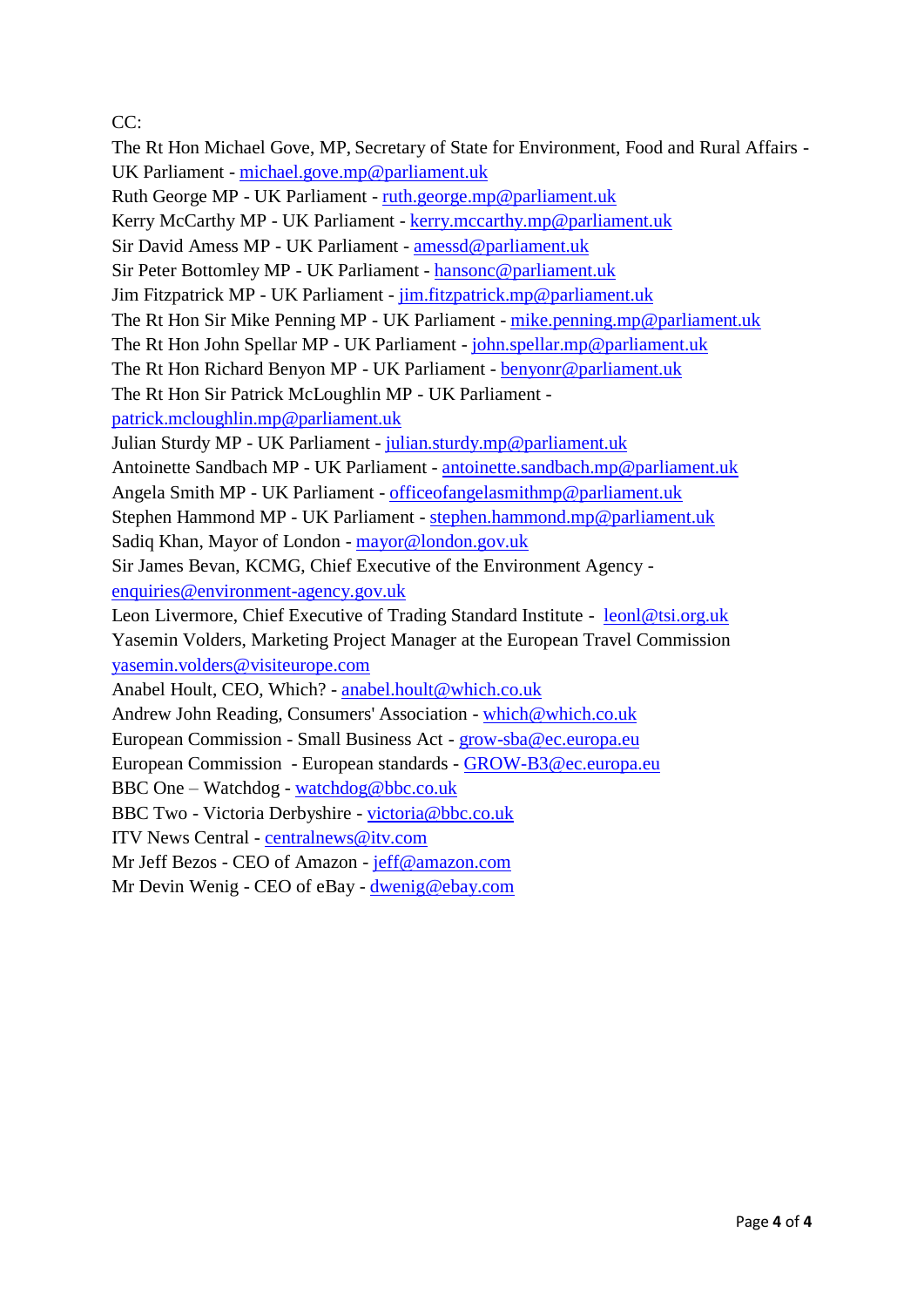CC:
The Rt Hon Michael Gove, MP, Secretary of State for Environment, Food and Rural Affairs - UK Parliament - michael.gove.mp@parliament.uk
Ruth George MP - UK Parliament - ruth.george.mp@parliament.uk
Kerry McCarthy MP - UK Parliament - kerry.mccarthy.mp@parliament.uk
Sir David Amess MP - UK Parliament - amessd@parliament.uk
Sir Peter Bottomley MP - UK Parliament - hansonc@parliament.uk
Jim Fitzpatrick MP - UK Parliament - jim.fitzpatrick.mp@parliament.uk
The Rt Hon Sir Mike Penning MP - UK Parliament - mike.penning.mp@parliament.uk
The Rt Hon John Spellar MP - UK Parliament - john.spellar.mp@parliament.uk
The Rt Hon Richard Benyon MP - UK Parliament - benyonr@parliament.uk
The Rt Hon Sir Patrick McLoughlin MP - UK Parliament - patrick.mcloughlin.mp@parliament.uk
Julian Sturdy MP - UK Parliament - julian.sturdy.mp@parliament.uk
Antoinette Sandbach MP - UK Parliament - antoinette.sandbach.mp@parliament.uk
Angela Smith MP - UK Parliament - officeofangelasmithmp@parliament.uk
Stephen Hammond MP - UK Parliament - stephen.hammond.mp@parliament.uk
Sadiq Khan, Mayor of London - mayor@london.gov.uk
Sir James Bevan, KCMG, Chief Executive of the Environment Agency - enquiries@environment-agency.gov.uk
Leon Livermore, Chief Executive of Trading Standard Institute - leonl@tsi.org.uk
Yasemin Volders, Marketing Project Manager at the European Travel Commission yasemin.volders@visiteurope.com
Anabel Hoult, CEO, Which? - anabel.hoult@which.co.uk
Andrew John Reading, Consumers' Association - which@which.co.uk
European Commission - Small Business Act - grow-sba@ec.europa.eu
European Commission - European standards - GROW-B3@ec.europa.eu
BBC One – Watchdog - watchdog@bbc.co.uk
BBC Two - Victoria Derbyshire - victoria@bbc.co.uk
ITV News Central - centralnews@itv.com
Mr Jeff Bezos - CEO of Amazon - jeff@amazon.com
Mr Devin Wenig - CEO of eBay - dwenig@ebay.com